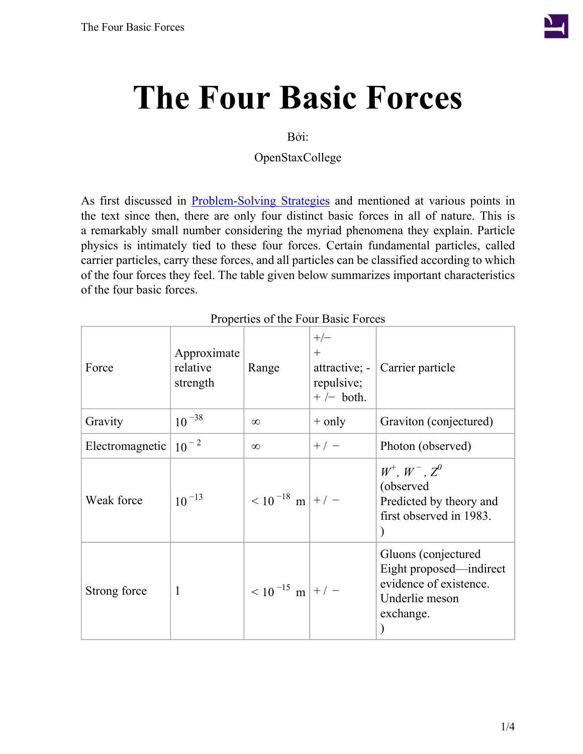# The Four Basic Forces

Bởi:

OpenStaxCollege

As first discussed in Problem-Solving Strategies and mentioned at various points in the text since then, there are only four distinct basic forces in all of nature. This is a remarkably small number considering the myriad phenomena they explain. Particle physics is intimately tied to these four forces. Certain fundamental particles, called carrier particles, carry these forces, and all particles can be classified according to which of the four forces they feel. The table given below summarizes important characteristics of the four basic forces.

Properties of the Four Basic Forces

| Force | Approximate relative strength | Range | +/− + attractive; - repulsive; + /− both. | Carrier particle |
|---|---|---|---|---|
| Gravity | $10^{-38}$ | $\infty$ | + only | Graviton (conjectured) |
| Electromagnetic | $10^{-2}$ | $\infty$ | + / − | Photon (observed) |
| Weak force | $10^{-13}$ | $< 10^{-18}$ m | + / − | $W^{+}$, $W^{-}$, $Z^{0}$ (observed Predicted by theory and first observed in 1983. ) |
| Strong force | 1 | $< 10^{-15}$ m | + / − | Gluons (conjectured Eight proposed—indirect evidence of existence. Underlie meson exchange. ) |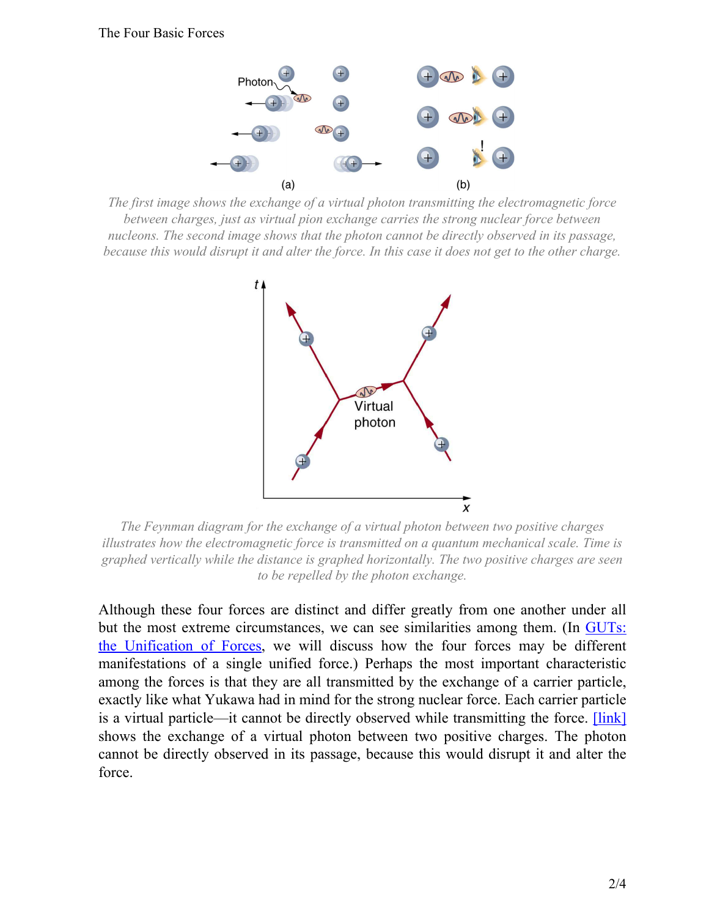*The first image shows the exchange of a virtual photon transmitting the electromagnetic force between charges, just as virtual pion exchange carries the strong nuclear force between nucleons. The second image shows that the photon cannot be directly observed in its passage, because this would disrupt it and alter the force. In this case it does not get to the other charge.*

*The Feynman diagram for the exchange of a virtual photon between two positive charges illustrates how the electromagnetic force is transmitted on a quantum mechanical scale. Time is graphed vertically while the distance is graphed horizontally. The two positive charges are seen to be repelled by the photon exchange.*

Although these four forces are distinct and differ greatly from one another under all but the most extreme circumstances, we can see similarities among them. (In GUTs: the Unification of Forces, we will discuss how the four forces may be different manifestations of a single unified force.) Perhaps the most important characteristic among the forces is that they are all transmitted by the exchange of a carrier particle, exactly like what Yukawa had in mind for the strong nuclear force. Each carrier particle is a virtual particle—it cannot be directly observed while transmitting the force. [link] shows the exchange of a virtual photon between two positive charges. The photon cannot be directly observed in its passage, because this would disrupt it and alter the force.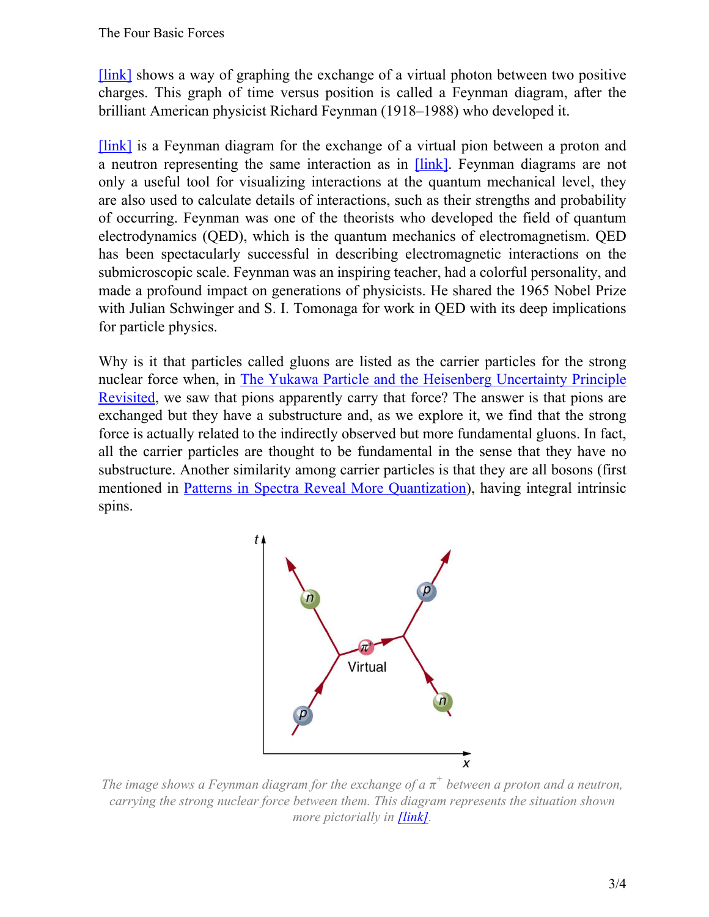[link] shows a way of graphing the exchange of a virtual photon between two positive charges. This graph of time versus position is called a Feynman diagram, after the brilliant American physicist Richard Feynman (1918–1988) who developed it.

[link] is a Feynman diagram for the exchange of a virtual pion between a proton and a neutron representing the same interaction as in [link]. Feynman diagrams are not only a useful tool for visualizing interactions at the quantum mechanical level, they are also used to calculate details of interactions, such as their strengths and probability of occurring. Feynman was one of the theorists who developed the field of quantum electrodynamics (QED), which is the quantum mechanics of electromagnetism. QED has been spectacularly successful in describing electromagnetic interactions on the submicroscopic scale. Feynman was an inspiring teacher, had a colorful personality, and made a profound impact on generations of physicists. He shared the 1965 Nobel Prize with Julian Schwinger and S. I. Tomonaga for work in QED with its deep implications for particle physics.

Why is it that particles called gluons are listed as the carrier particles for the strong nuclear force when, in The Yukawa Particle and the Heisenberg Uncertainty Principle Revisited, we saw that pions apparently carry that force? The answer is that pions are exchanged but they have a substructure and, as we explore it, we find that the strong force is actually related to the indirectly observed but more fundamental gluons. In fact, all the carrier particles are thought to be fundamental in the sense that they have no substructure. Another similarity among carrier particles is that they are all bosons (first mentioned in Patterns in Spectra Reveal More Quantization), having integral intrinsic spins.

*The image shows a Feynman diagram for the exchange of a $\pi^+$ between a proton and a neutron, carrying the strong nuclear force between them. This diagram represents the situation shown more pictorially in [link].*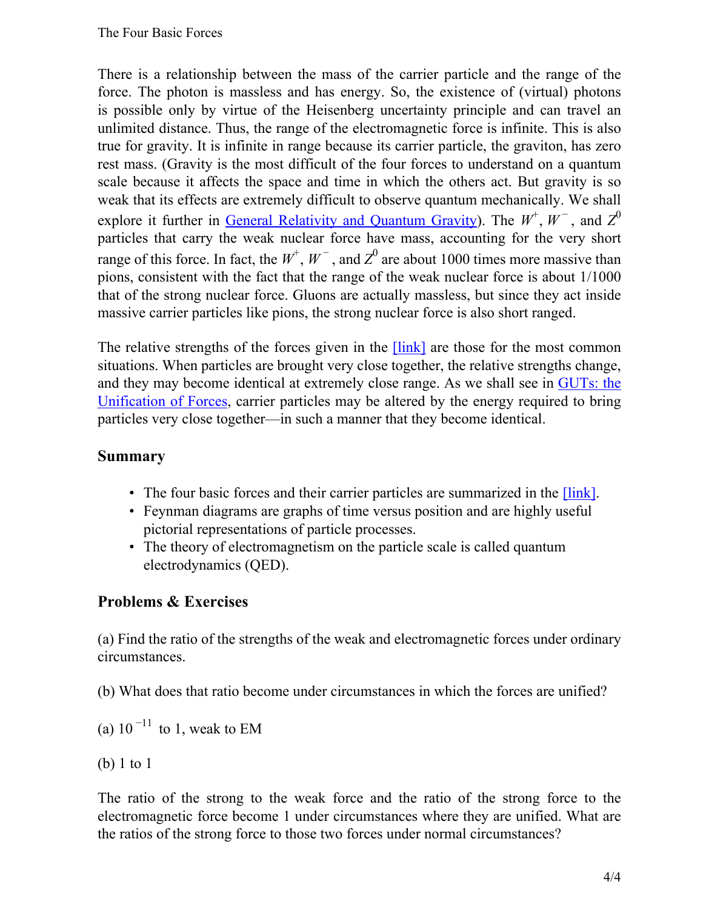There is a relationship between the mass of the carrier particle and the range of the force. The photon is massless and has energy. So, the existence of (virtual) photons is possible only by virtue of the Heisenberg uncertainty principle and can travel an unlimited distance. Thus, the range of the electromagnetic force is infinite. This is also true for gravity. It is infinite in range because its carrier particle, the graviton, has zero rest mass. (Gravity is the most difficult of the four forces to understand on a quantum scale because it affects the space and time in which the others act. But gravity is so weak that its effects are extremely difficult to observe quantum mechanically. We shall explore it further in [General Relativity and Quantum Gravity]). The $W^+$, $W^-$, and $Z^0$ particles that carry the weak nuclear force have mass, accounting for the very short range of this force. In fact, the $W^+$, $W^-$, and $Z^0$ are about 1000 times more massive than pions, consistent with the fact that the range of the weak nuclear force is about 1/1000 that of the strong nuclear force. Gluons are actually massless, but since they act inside massive carrier particles like pions, the strong nuclear force is also short ranged.

The relative strengths of the forces given in the [link] are those for the most common situations. When particles are brought very close together, the relative strengths change, and they may become identical at extremely close range. As we shall see in [GUTs: the Unification of Forces], carrier particles may be altered by the energy required to bring particles very close together—in such a manner that they become identical.

## Summary

- The four basic forces and their carrier particles are summarized in the [link].
- Feynman diagrams are graphs of time versus position and are highly useful pictorial representations of particle processes.
- The theory of electromagnetism on the particle scale is called quantum electrodynamics (QED).

## Problems & Exercises

(a) Find the ratio of the strengths of the weak and electromagnetic forces under ordinary circumstances.

(b) What does that ratio become under circumstances in which the forces are unified?

(a) $10^{-11}$ to 1, weak to EM

(b) 1 to 1

The ratio of the strong to the weak force and the ratio of the strong force to the electromagnetic force become 1 under circumstances where they are unified. What are the ratios of the strong force to those two forces under normal circumstances?